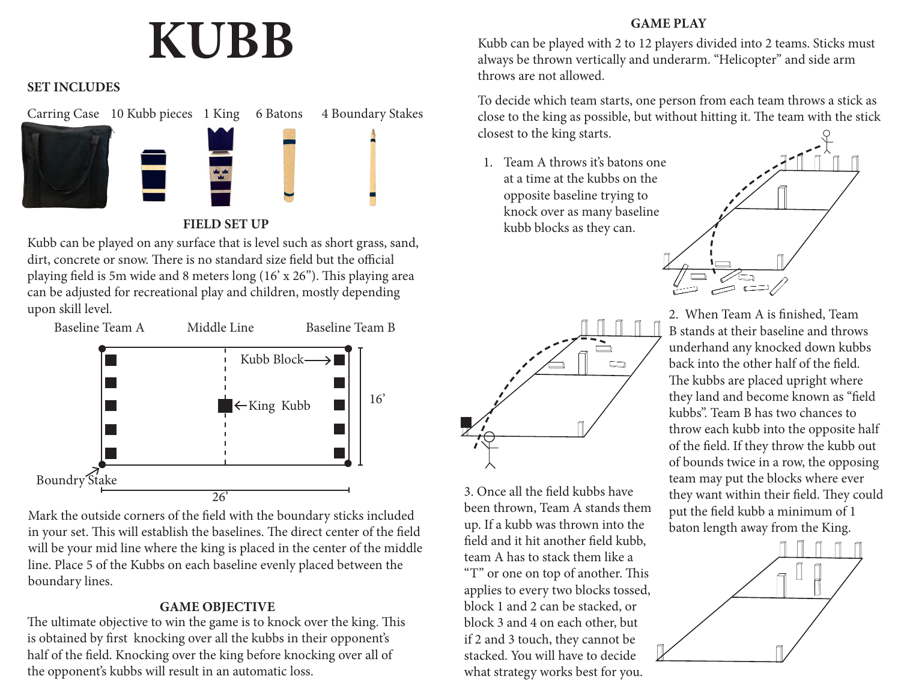# KUBB

## SET INCLUDES

Carring Case | 10 Kubb pieces | 1 King | 6 Batons | 4 Boundary Stakes

## FIELD SET UP

Kubb can be played on any surface that is level such as short grass, sand, dirt, concrete or snow. There is no standard size field but the official playing field is 5m wide and 8 meters long (16' x 26"). This playing area can be adjusted for recreational play and children, mostly depending upon skill level.

Baseline Team A | Middle Line | Baseline Team B

Kubb Block | King Kubb | 16' | Boundry Stake | 26'

Mark the outside corners of the field with the boundary sticks included in your set. This will establish the baselines. The direct center of the field will be your mid line where the king is placed in the center of the middle line. Place 5 of the Kubbs on each baseline evenly placed between the boundary lines.

## GAME OBJECTIVE

The ultimate objective to win the game is to knock over the king. This is obtained by first knocking over all the kubbs in their opponent's half of the field. Knocking over the king before knocking over all of the opponent's kubbs will result in an automatic loss.

## GAME PLAY

Kubb can be played with 2 to 12 players divided into 2 teams. Sticks must always be thrown vertically and underarm. "Helicopter" and side arm throws are not allowed.

To decide which team starts, one person from each team throws a stick as close to the king as possible, but without hitting it. The team with the stick closest to the king starts.

1. Team A throws it's batons one at a time at the kubbs on the opposite baseline trying to knock over as many baseline kubb blocks as they can.

2. When Team A is finished, Team B stands at their baseline and throws underhand any knocked down kubbs back into the other half of the field. The kubbs are placed upright where they land and become known as "field kubbs". Team B has two chances to throw each kubb into the opposite half of the field. If they throw the kubb out of bounds twice in a row, the opposing team may put the blocks where ever they want within their field. They could put the field kubb a minimum of 1 baton length away from the King.

3. Once all the field kubbs have been thrown, Team A stands them up. If a kubb was thrown into the field and it hit another field kubb, team A has to stack them like a "T" or one on top of another. This applies to every two blocks tossed, block 1 and 2 can be stacked, or block 3 and 4 on each other, but if 2 and 3 touch, they cannot be stacked. You will have to decide what strategy works best for you.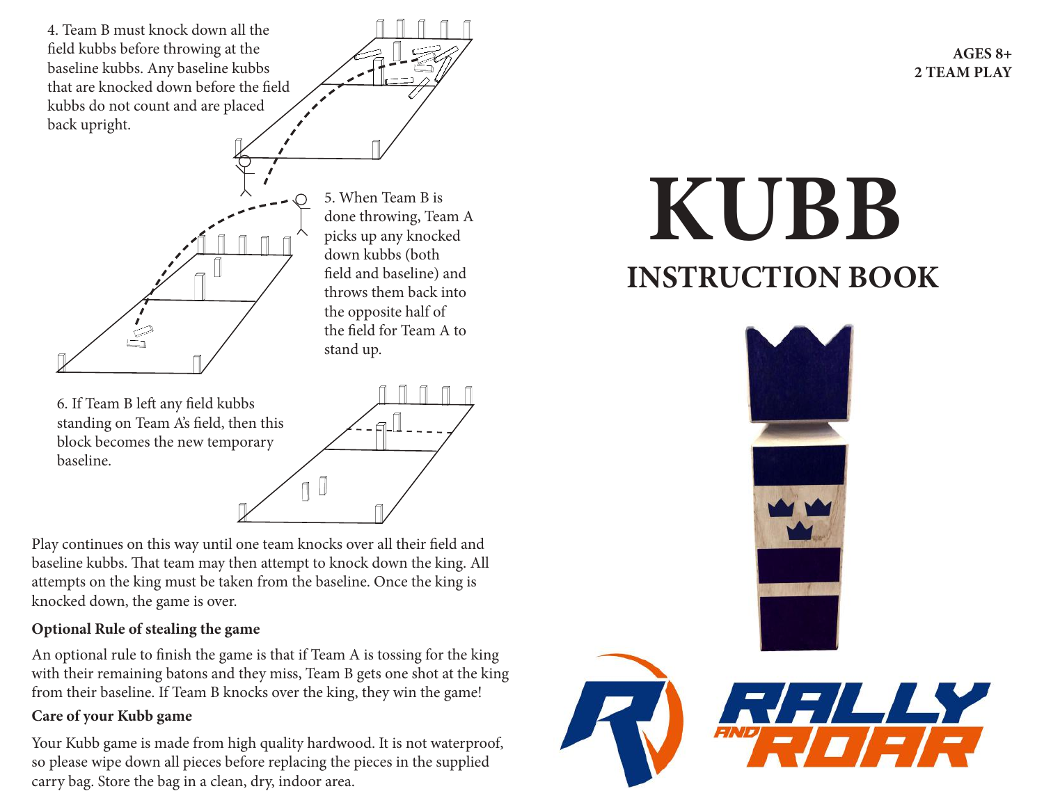4. Team B must knock down all the field kubbs before throwing at the baseline kubbs. Any baseline kubbs that are knocked down before the field kubbs do not count and are placed back upright.

5. When Team B is done throwing, Team A picks up any knocked down kubbs (both field and baseline) and throws them back into the opposite half of the field for Team A to stand up.

6. If Team B left any field kubbs standing on Team A's field, then this block becomes the new temporary baseline.

Play continues on this way until one team knocks over all their field and baseline kubbs. That team may then attempt to knock down the king. All attempts on the king must be taken from the baseline. Once the king is knocked down, the game is over.

**Optional Rule of stealing the game**

An optional rule to finish the game is that if Team A is tossing for the king with their remaining batons and they miss, Team B gets one shot at the king from their baseline. If Team B knocks over the king, they win the game!

**Care of your Kubb game**

Your Kubb game is made from high quality hardwood. It is not waterproof, so please wipe down all pieces before replacing the pieces in the supplied carry bag. Store the bag in a clean, dry, indoor area.

**AGES 8+**
**2 TEAM PLAY**

# KUBB

## INSTRUCTION BOOK

RALLY AND ROAR